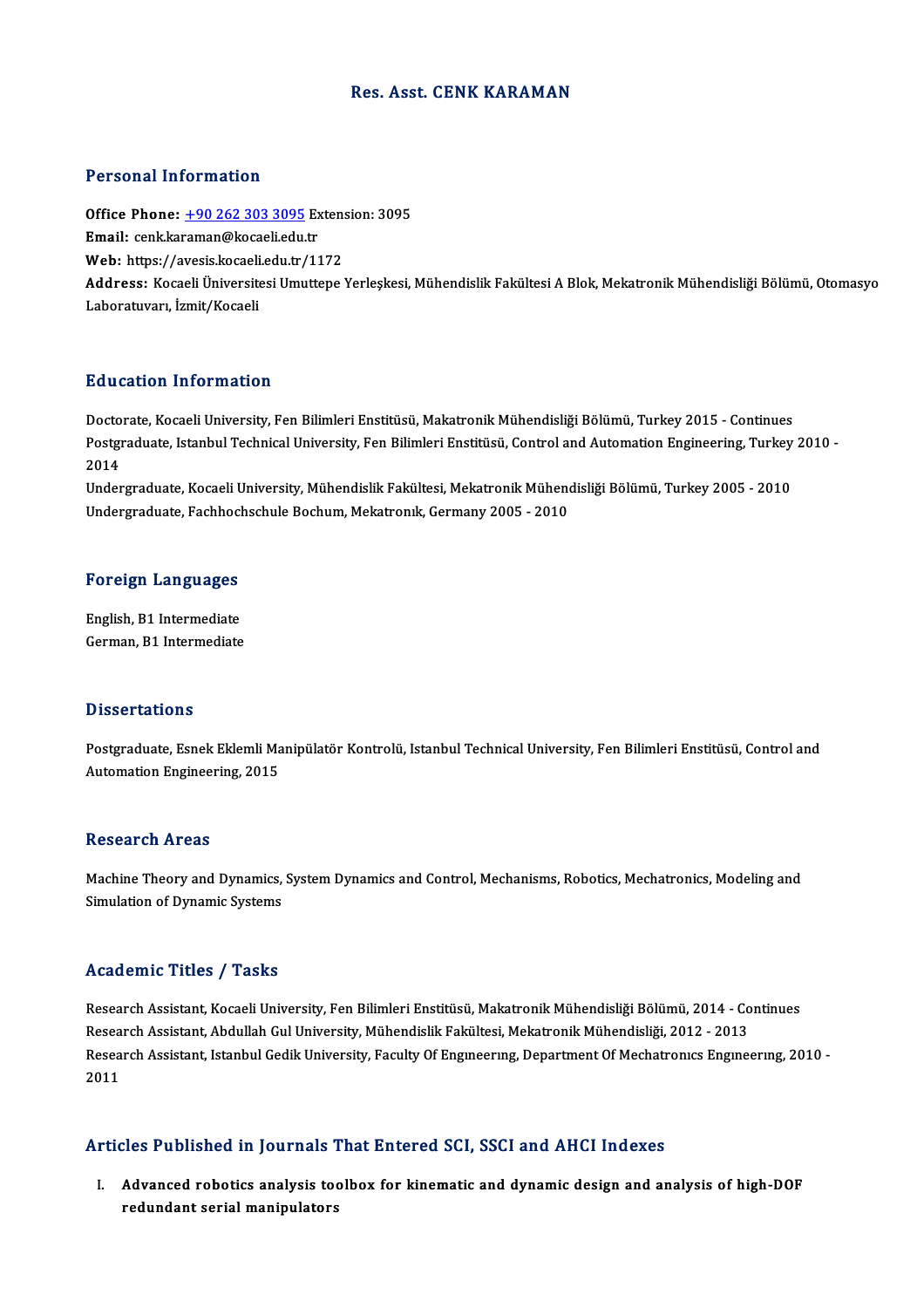# Res. Asst. CENK KARAMAN

## Personal Information

**Office Phone:** +90 262 303 3095 Extension: 3095
**Email:** cenk.karaman@kocaeli.edu.tr
**Web:** https://avesis.kocaeli.edu.tr/1172
**Address:** Kocaeli Üniversitesi Umuttepe Yerleşkesi, Mühendislik Fakültesi A Blok, Mekatronik Mühendisliği Bölümü, Otomasyo Laboratuvarı, İzmit/Kocaeli

## Education Information

Doctorate, Kocaeli University, Fen Bilimleri Enstitüsü, Makatronik Mühendisliği Bölümü, Turkey 2015 - Continues
Postgraduate, Istanbul Technical University, Fen Bilimleri Enstitüsü, Control and Automation Engineering, Turkey 2010 - 2014
Undergraduate, Kocaeli University, Mühendislik Fakültesi, Mekatronik Mühendisliği Bölümü, Turkey 2005 - 2010
Undergraduate, Fachhochschule Bochum, Mekatronık, Germany 2005 - 2010

## Foreign Languages

English, B1 Intermediate
German, B1 Intermediate

## Dissertations

Postgraduate, Esnek Eklemli Manipülatör Kontrolü, Istanbul Technical University, Fen Bilimleri Enstitüsü, Control and Automation Engineering, 2015

## Research Areas

Machine Theory and Dynamics, System Dynamics and Control, Mechanisms, Robotics, Mechatronics, Modeling and Simulation of Dynamic Systems

## Academic Titles / Tasks

Research Assistant, Kocaeli University, Fen Bilimleri Enstitüsü, Makatronik Mühendisliği Bölümü, 2014 - Continues
Research Assistant, Abdullah Gul University, Mühendislik Fakültesi, Mekatronik Mühendisliği, 2012 - 2013
Research Assistant, Istanbul Gedik University, Faculty Of Engıneerıng, Department Of Mechatronıcs Engıneerıng, 2010 - 2011

## Articles Published in Journals That Entered SCI, SSCI and AHCI Indexes

I. **Advanced robotics analysis toolbox for kinematic and dynamic design and analysis of high-DOF redundant serial manipulators**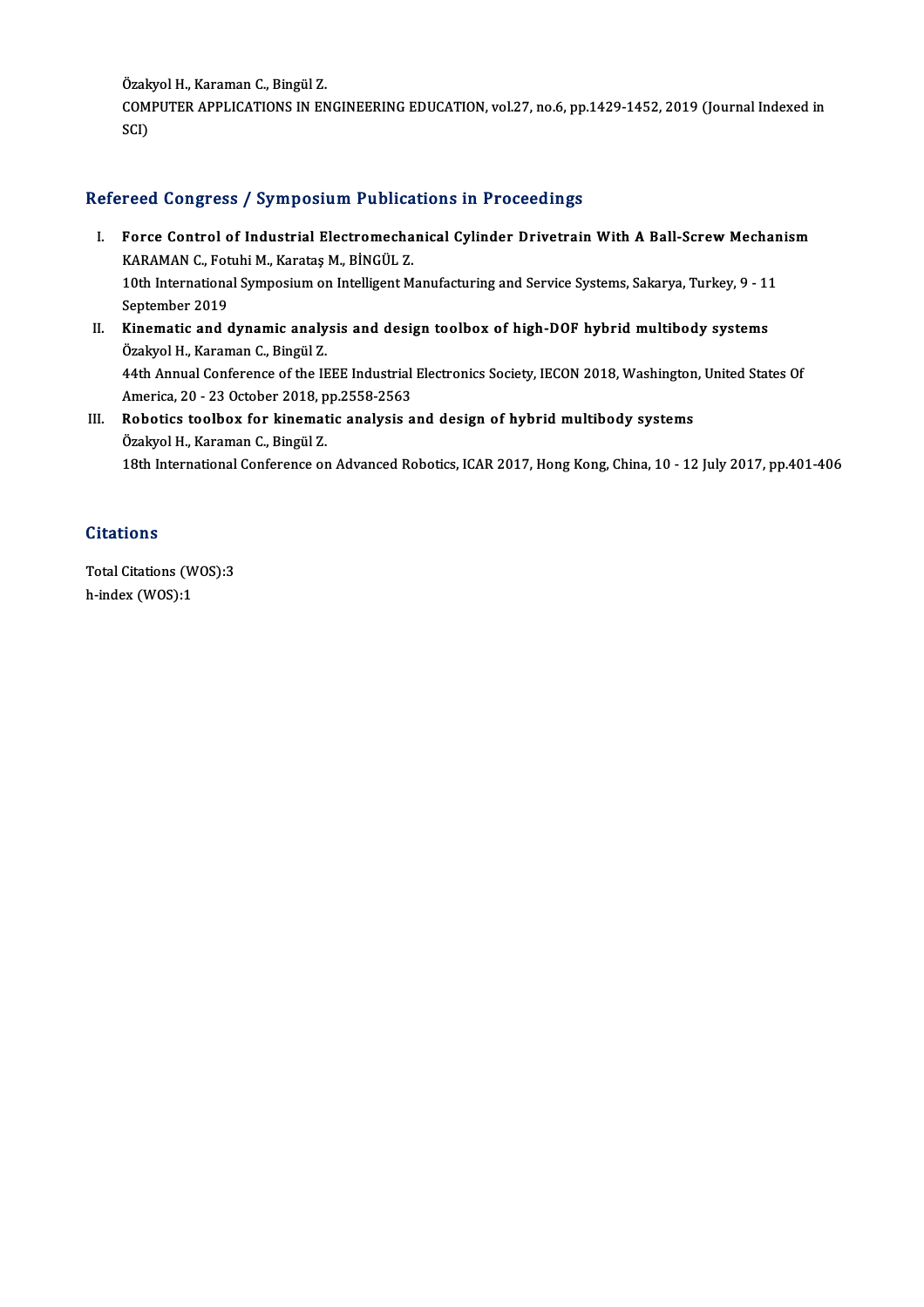Özakyol H., Karaman C., Bingül Z.
COMPUTER APPLICATIONS IN ENGINEERING EDUCATION, vol.27, no.6, pp.1429-1452, 2019 (Journal Indexed in SCI)

## Refereed Congress / Symposium Publications in Proceedings

I. **Force Control of Industrial Electromechanical Cylinder Drivetrain With A Ball-Screw Mechanism**
   KARAMAN C., Fotuhi M., Karataş M., BİNGÜL Z.
   10th International Symposium on Intelligent Manufacturing and Service Systems, Sakarya, Turkey, 9 - 11 September 2019

II. **Kinematic and dynamic analysis and design toolbox of high-DOF hybrid multibody systems**
   Özakyol H., Karaman C., Bingül Z.
   44th Annual Conference of the IEEE Industrial Electronics Society, IECON 2018, Washington, United States Of America, 20 - 23 October 2018, pp.2558-2563

III. **Robotics toolbox for kinematic analysis and design of hybrid multibody systems**
   Özakyol H., Karaman C., Bingül Z.
   18th International Conference on Advanced Robotics, ICAR 2017, Hong Kong, China, 10 - 12 July 2017, pp.401-406

## Citations

Total Citations (WOS):3
h-index (WOS):1